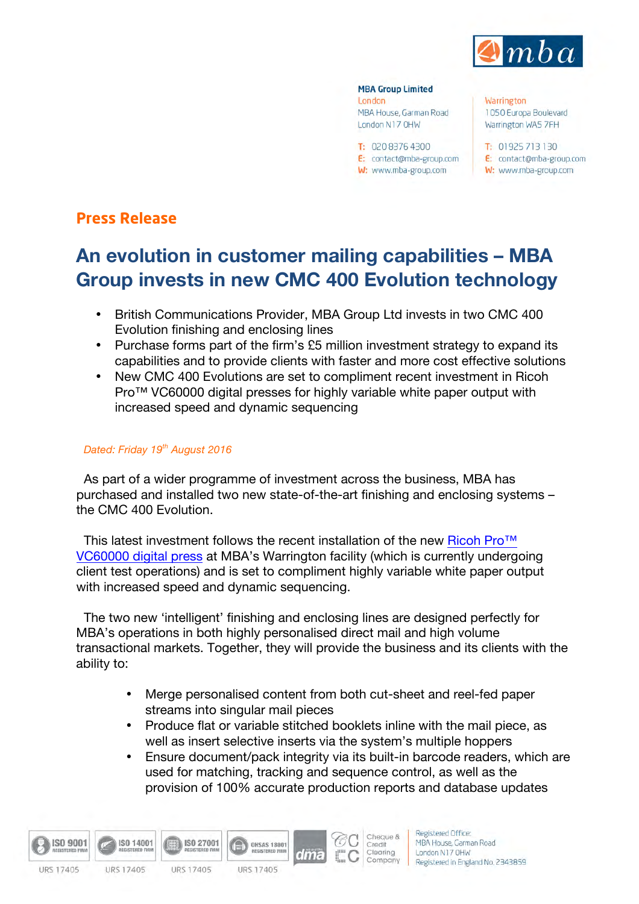**MBA Group Limited**

London
MBA House, Garman Road
London N17 0HW

T: 020 8376 4300
E: contact@mba-group.com
W: www.mba-group.com

Warrington
1050 Europa Boulevard
Warrington WA5 7FH

T: 01925 713 130
E: contact@mba-group.com
W: www.mba-group.com

## Press Release

# An evolution in customer mailing capabilities – MBA Group invests in new CMC 400 Evolution technology

- British Communications Provider, MBA Group Ltd invests in two CMC 400 Evolution finishing and enclosing lines
- Purchase forms part of the firm's £5 million investment strategy to expand its capabilities and to provide clients with faster and more cost effective solutions
- New CMC 400 Evolutions are set to compliment recent investment in Ricoh Pro™ VC60000 digital presses for highly variable white paper output with increased speed and dynamic sequencing

*Dated: Friday 19th August 2016*

As part of a wider programme of investment across the business, MBA has purchased and installed two new state-of-the-art finishing and enclosing systems – the CMC 400 Evolution.

This latest investment follows the recent installation of the new Ricoh Pro™ VC60000 digital press at MBA's Warrington facility (which is currently undergoing client test operations) and is set to compliment highly variable white paper output with increased speed and dynamic sequencing.

The two new 'intelligent' finishing and enclosing lines are designed perfectly for MBA's operations in both highly personalised direct mail and high volume transactional markets. Together, they will provide the business and its clients with the ability to:

- Merge personalised content from both cut-sheet and reel-fed paper streams into singular mail pieces
- Produce flat or variable stitched booklets inline with the mail piece, as well as insert selective inserts via the system's multiple hoppers
- Ensure document/pack integrity via its built-in barcode readers, which are used for matching, tracking and sequence control, as well as the provision of 100% accurate production reports and database updates

ISO 9001 Registered Firm URS 17405 | ISO 14001 Registered Firm URS 17405 | ISO 27001 Registered Firm URS 17405 | OHSAS 18001 Registered Firm URS 17405 | dma | Cheque & Credit Clearing Company

Registered Office:
MBA House, Garman Road
London N17 0HW
Registered in England No. 2343859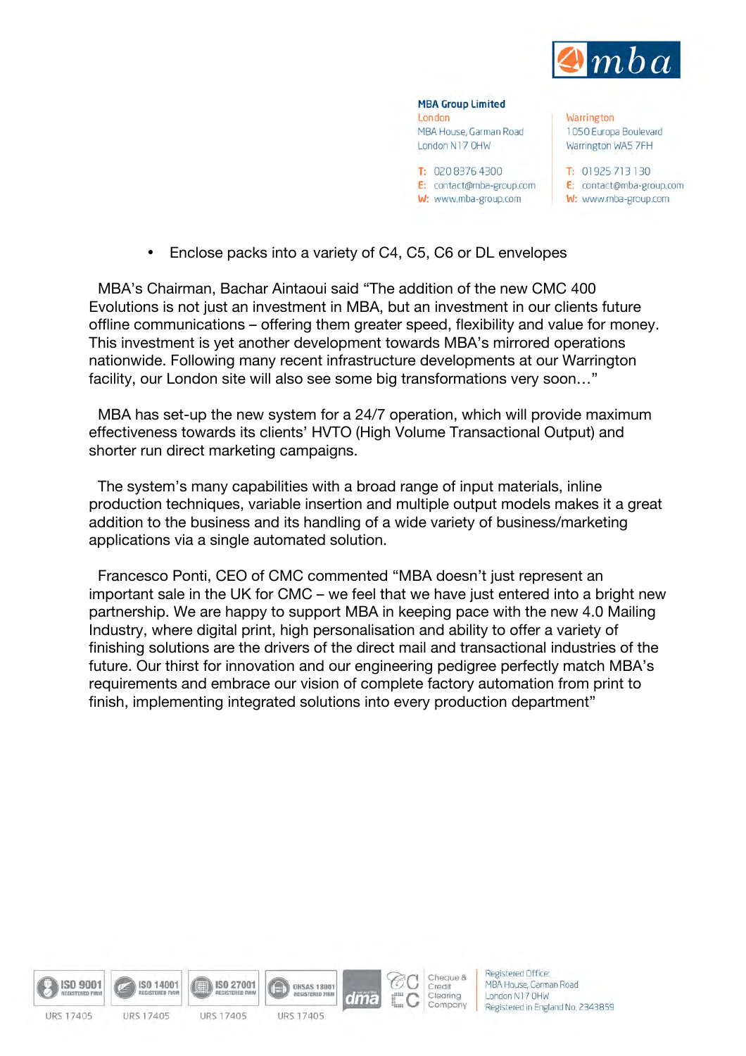- Enclose packs into a variety of C4, C5, C6 or DL envelopes

MBA's Chairman, Bachar Aintaoui said "The addition of the new CMC 400 Evolutions is not just an investment in MBA, but an investment in our clients future offline communications – offering them greater speed, flexibility and value for money. This investment is yet another development towards MBA's mirrored operations nationwide. Following many recent infrastructure developments at our Warrington facility, our London site will also see some big transformations very soon…"

MBA has set-up the new system for a 24/7 operation, which will provide maximum effectiveness towards its clients' HVTO (High Volume Transactional Output) and shorter run direct marketing campaigns.

The system's many capabilities with a broad range of input materials, inline production techniques, variable insertion and multiple output models makes it a great addition to the business and its handling of a wide variety of business/marketing applications via a single automated solution.

Francesco Ponti, CEO of CMC commented "MBA doesn't just represent an important sale in the UK for CMC – we feel that we have just entered into a bright new partnership. We are happy to support MBA in keeping pace with the new 4.0 Mailing Industry, where digital print, high personalisation and ability to offer a variety of finishing solutions are the drivers of the direct mail and transactional industries of the future. Our thirst for innovation and our engineering pedigree perfectly match MBA's requirements and embrace our vision of complete factory automation from print to finish, implementing integrated solutions into every production department"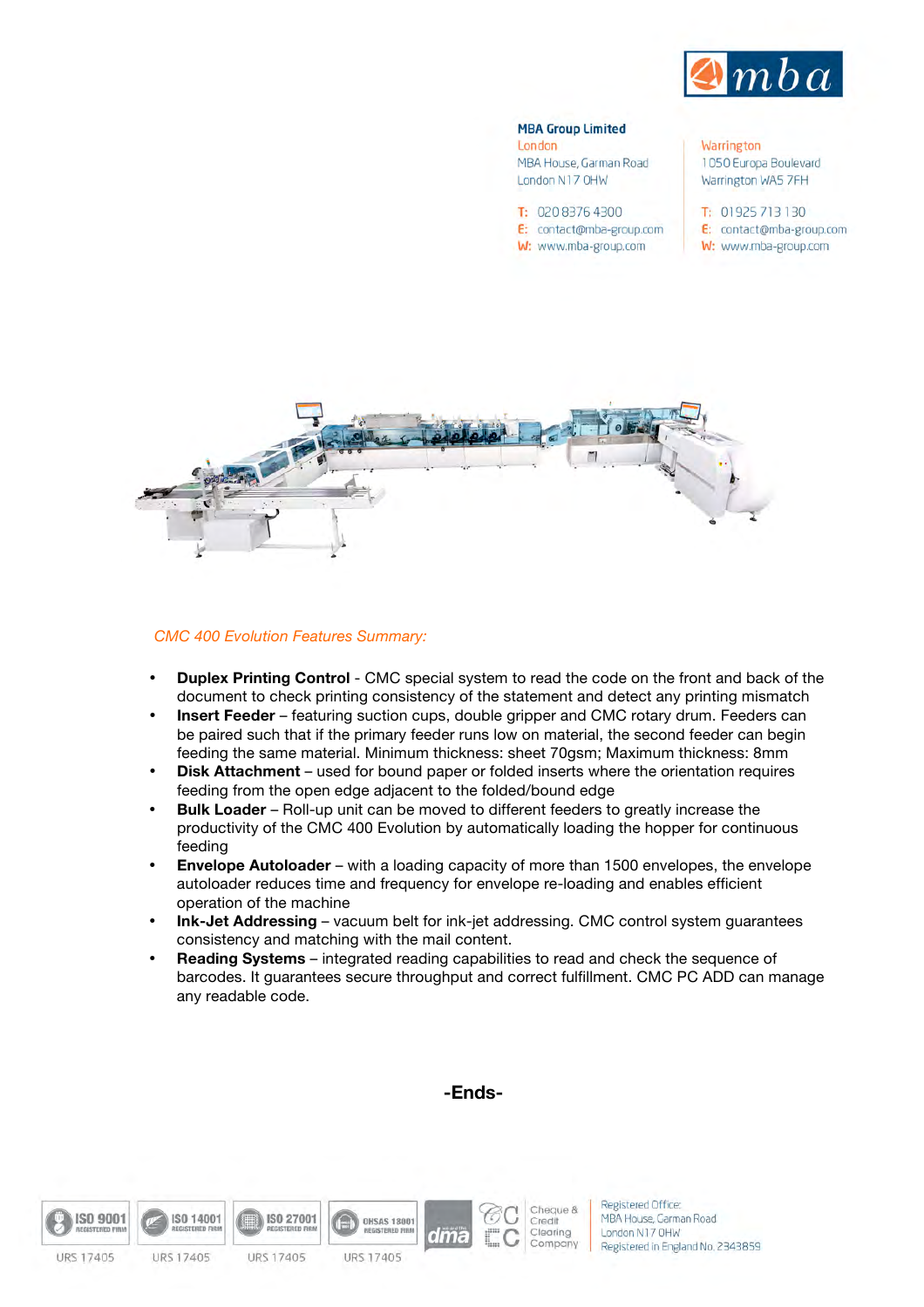**MBA Group Limited**

London
MBA House, Garman Road
London N17 0HW

T: 020 8376 4300
E: contact@mba-group.com
W: www.mba-group.com

Warrington
1050 Europa Boulevard
Warrington WA5 7FH

T: 01925 713 130
E: contact@mba-group.com
W: www.mba-group.com

*CMC 400 Evolution Features Summary:*

- **Duplex Printing Control** - CMC special system to read the code on the front and back of the document to check printing consistency of the statement and detect any printing mismatch
- **Insert Feeder** – featuring suction cups, double gripper and CMC rotary drum. Feeders can be paired such that if the primary feeder runs low on material, the second feeder can begin feeding the same material. Minimum thickness: sheet 70gsm; Maximum thickness: 8mm
- **Disk Attachment** – used for bound paper or folded inserts where the orientation requires feeding from the open edge adjacent to the folded/bound edge
- **Bulk Loader** – Roll-up unit can be moved to different feeders to greatly increase the productivity of the CMC 400 Evolution by automatically loading the hopper for continuous feeding
- **Envelope Autoloader** – with a loading capacity of more than 1500 envelopes, the envelope autoloader reduces time and frequency for envelope re-loading and enables efficient operation of the machine
- **Ink-Jet Addressing** – vacuum belt for ink-jet addressing. CMC control system guarantees consistency and matching with the mail content.
- **Reading Systems** – integrated reading capabilities to read and check the sequence of barcodes. It guarantees secure throughput and correct fulfillment. CMC PC ADD can manage any readable code.

**-Ends-**

ISO 9001 REGISTERED FIRM URS 17405 | ISO 14001 REGISTERED FIRM URS 17405 | ISO 27001 REGISTERED FIRM URS 17405 | OHSAS 18001 REGISTERED FIRM URS 17405 | dma | Cheque & Credit Clearing Company

Registered Office:
MBA House, Garman Road
London N17 0HW
Registered in England No. 2343859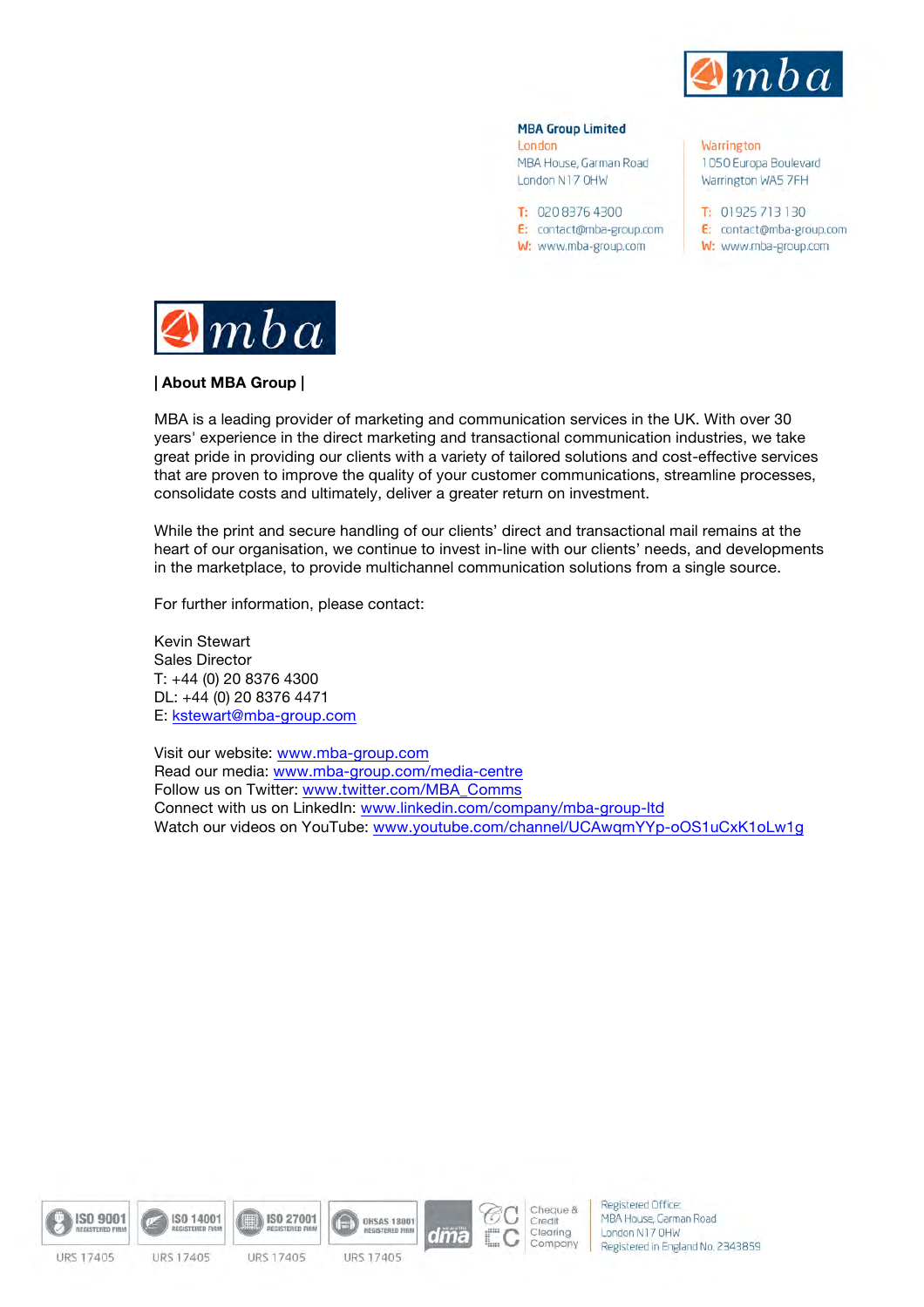**MBA Group Limited**

London
MBA House, Garman Road
London N17 0HW

T: 020 8376 4300
E: contact@mba-group.com
W: www.mba-group.com

Warrington
1050 Europa Boulevard
Warrington WA5 7FH

T: 01925 713 130
E: contact@mba-group.com
W: www.mba-group.com

**| About MBA Group |**

MBA is a leading provider of marketing and communication services in the UK. With over 30 years' experience in the direct marketing and transactional communication industries, we take great pride in providing our clients with a variety of tailored solutions and cost-effective services that are proven to improve the quality of your customer communications, streamline processes, consolidate costs and ultimately, deliver a greater return on investment.

While the print and secure handling of our clients' direct and transactional mail remains at the heart of our organisation, we continue to invest in-line with our clients' needs, and developments in the marketplace, to provide multichannel communication solutions from a single source.

For further information, please contact:

Kevin Stewart
Sales Director
T: +44 (0) 20 8376 4300
DL: +44 (0) 20 8376 4471
E: kstewart@mba-group.com

Visit our website: www.mba-group.com
Read our media: www.mba-group.com/media-centre
Follow us on Twitter: www.twitter.com/MBA_Comms
Connect with us on LinkedIn: www.linkedin.com/company/mba-group-ltd
Watch our videos on YouTube: www.youtube.com/channel/UCAwqmYYp-oOS1uCxK1oLw1g

ISO 9001 Registered Firm URS 17405 | ISO 14001 Registered Firm URS 17405 | ISO 27001 Registered Firm URS 17405 | OHSAS 18001 Registered Firm URS 17405 | dma | Cheque & Credit Clearing Company

Registered Office: MBA House, Garman Road London N17 0HW Registered in England No. 2343859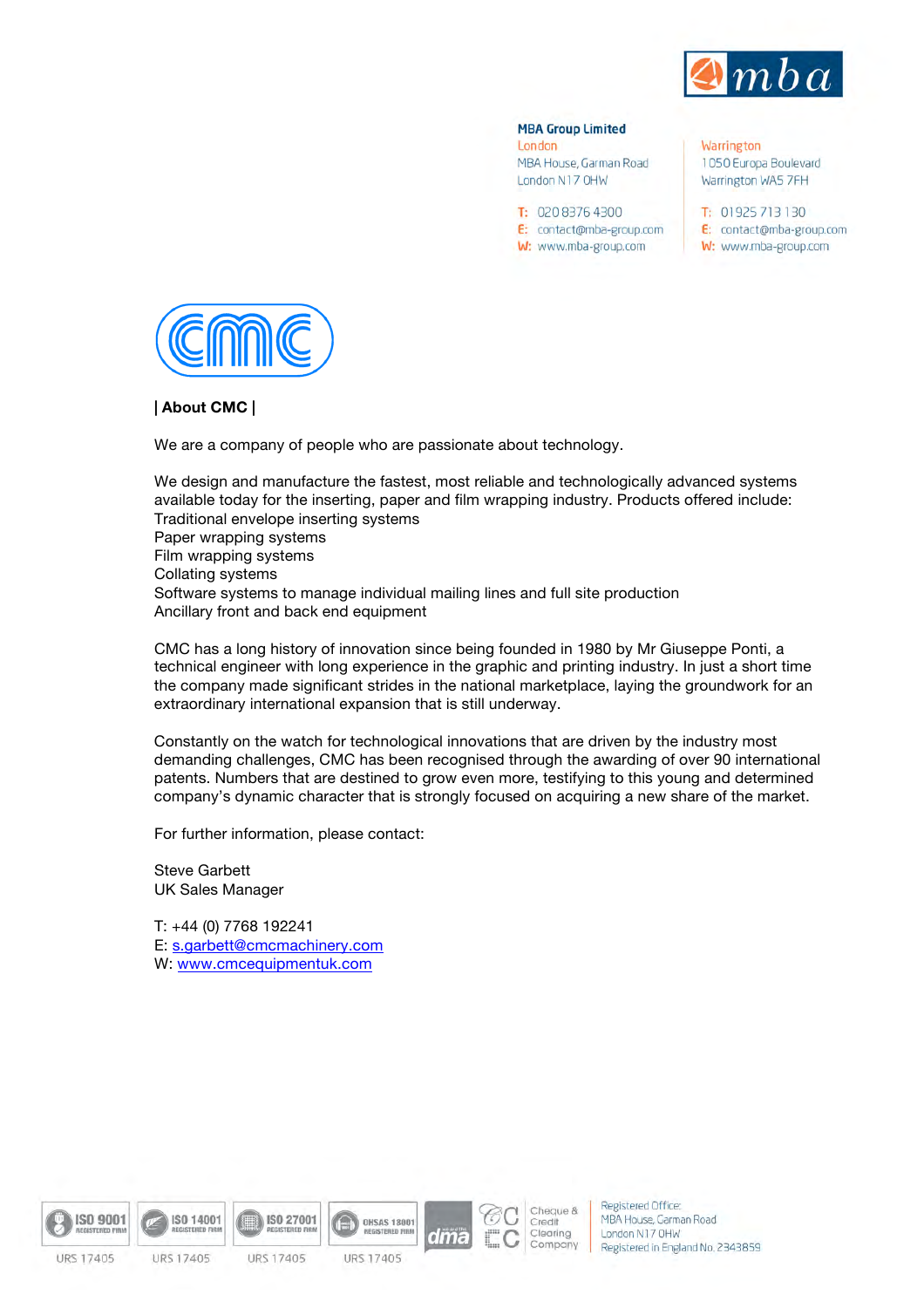**MBA Group Limited**

London
MBA House, Garman Road
London N17 0HW

T: 020 8376 4300
E: contact@mba-group.com
W: www.mba-group.com

Warrington
1050 Europa Boulevard
Warrington WA5 7FH

T: 01925 713 130
E: contact@mba-group.com
W: www.mba-group.com

**| About CMC |**

We are a company of people who are passionate about technology.

We design and manufacture the fastest, most reliable and technologically advanced systems available today for the inserting, paper and film wrapping industry. Products offered include:
Traditional envelope inserting systems
Paper wrapping systems
Film wrapping systems
Collating systems
Software systems to manage individual mailing lines and full site production
Ancillary front and back end equipment

CMC has a long history of innovation since being founded in 1980 by Mr Giuseppe Ponti, a technical engineer with long experience in the graphic and printing industry. In just a short time the company made significant strides in the national marketplace, laying the groundwork for an extraordinary international expansion that is still underway.

Constantly on the watch for technological innovations that are driven by the industry most demanding challenges, CMC has been recognised through the awarding of over 90 international patents. Numbers that are destined to grow even more, testifying to this young and determined company's dynamic character that is strongly focused on acquiring a new share of the market.

For further information, please contact:

Steve Garbett
UK Sales Manager

T: +44 (0) 7768 192241
E: s.garbett@cmcmachinery.com
W: www.cmcequipmentuk.com

ISO 9001 Registered Firm URS 17405 | ISO 14001 Registered Firm URS 17405 | ISO 27001 Registered Firm URS 17405 | OHSAS 18001 Registered Firm URS 17405

Cheque & Credit Clearing Company

Registered Office:
MBA House, Garman Road
London N17 0HW
Registered in England No. 2343859